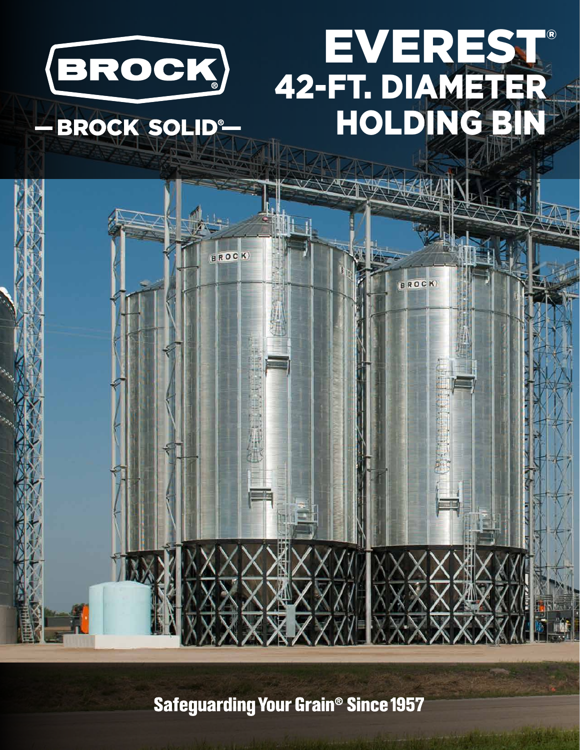BROCK®

— BROCK SOLID® —

# EVEREST®
# 42-FT. DIAMETER HOLDING BIN

**Safeguarding Your Grain® Since 1957**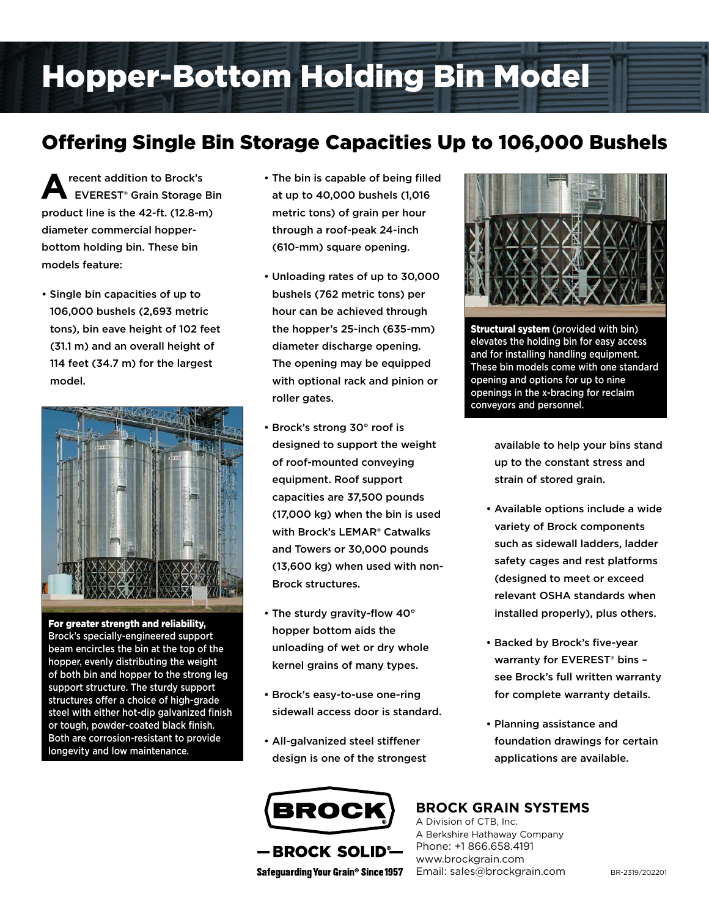# Hopper-Bottom Holding Bin Model

## Offering Single Bin Storage Capacities Up to 106,000 Bushels

A recent addition to Brock's EVEREST® Grain Storage Bin product line is the 42-ft. (12.8-m) diameter commercial hopper-bottom holding bin. These bin models feature:

- Single bin capacities of up to 106,000 bushels (2,693 metric tons), bin eave height of 102 feet (31.1 m) and an overall height of 114 feet (34.7 m) for the largest model.

**For greater strength and reliability,** Brock's specially-engineered support beam encircles the bin at the top of the hopper, evenly distributing the weight of both bin and hopper to the strong leg support structure. The sturdy support structures offer a choice of high-grade steel with either hot-dip galvanized finish or tough, powder-coated black finish. Both are corrosion-resistant to provide longevity and low maintenance.

- The bin is capable of being filled at up to 40,000 bushels (1,016 metric tons) of grain per hour through a roof-peak 24-inch (610-mm) square opening.
- Unloading rates of up to 30,000 bushels (762 metric tons) per hour can be achieved through the hopper's 25-inch (635-mm) diameter discharge opening. The opening may be equipped with optional rack and pinion or roller gates.
- Brock's strong 30° roof is designed to support the weight of roof-mounted conveying equipment. Roof support capacities are 37,500 pounds (17,000 kg) when the bin is used with Brock's LEMAR® Catwalks and Towers or 30,000 pounds (13,600 kg) when used with non-Brock structures.
- The sturdy gravity-flow 40° hopper bottom aids the unloading of wet or dry whole kernel grains of many types.
- Brock's easy-to-use one-ring sidewall access door is standard.
- All-galvanized steel stiffener design is one of the strongest available to help your bins stand up to the constant stress and strain of stored grain.

**Structural system** (provided with bin) elevates the holding bin for easy access and for installing handling equipment. These bin models come with one standard opening and options for up to nine openings in the x-bracing for reclaim conveyors and personnel.

- Available options include a wide variety of Brock components such as sidewall ladders, ladder safety cages and rest platforms (designed to meet or exceed relevant OSHA standards when installed properly), plus others.
- Backed by Brock's five-year warranty for EVEREST® bins – see Brock's full written warranty for complete warranty details.
- Planning assistance and foundation drawings for certain applications are available.

BROCK®

— BROCK SOLID® —

Safeguarding Your Grain® Since 1957

**BROCK GRAIN SYSTEMS**
A Division of CTB, Inc.
A Berkshire Hathaway Company
Phone: +1 866.658.4191
www.brockgrain.com
Email: sales@brockgrain.com

BR-2319/202201